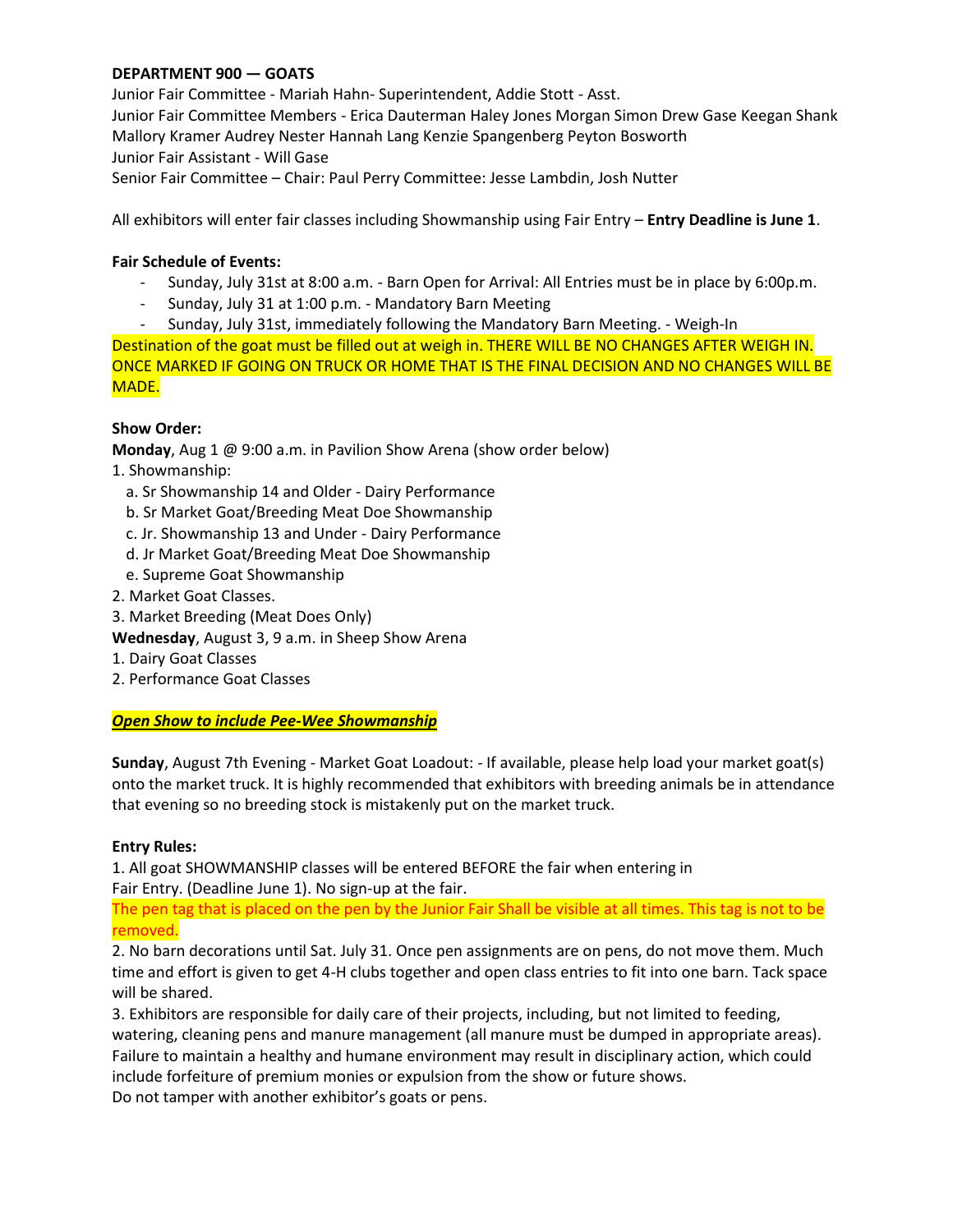**DEPARTMENT 900 — GOATS**

Junior Fair Committee - Mariah Hahn- Superintendent, Addie Stott - Asst.
Junior Fair Committee Members - Erica Dauterman Haley Jones Morgan Simon Drew Gase Keegan Shank Mallory Kramer Audrey Nester Hannah Lang Kenzie Spangenberg Peyton Bosworth
Junior Fair Assistant - Will Gase
Senior Fair Committee – Chair: Paul Perry Committee: Jesse Lambdin, Josh Nutter

All exhibitors will enter fair classes including Showmanship using Fair Entry – **Entry Deadline is June 1**.

**Fair Schedule of Events:**

- Sunday, July 31st at 8:00 a.m. - Barn Open for Arrival: All Entries must be in place by 6:00p.m.
- Sunday, July 31 at 1:00 p.m. - Mandatory Barn Meeting
- Sunday, July 31st, immediately following the Mandatory Barn Meeting. - Weigh-In

Destination of the goat must be filled out at weigh in. THERE WILL BE NO CHANGES AFTER WEIGH IN. ONCE MARKED IF GOING ON TRUCK OR HOME THAT IS THE FINAL DECISION AND NO CHANGES WILL BE MADE.

**Show Order:**

**Monday**, Aug 1 @ 9:00 a.m. in Pavilion Show Arena (show order below)

1. Showmanship:
   a. Sr Showmanship 14 and Older - Dairy Performance
   b. Sr Market Goat/Breeding Meat Doe Showmanship
   c. Jr. Showmanship 13 and Under - Dairy Performance
   d. Jr Market Goat/Breeding Meat Doe Showmanship
   e. Supreme Goat Showmanship
2. Market Goat Classes.
3. Market Breeding (Meat Does Only)

**Wednesday**, August 3, 9 a.m. in Sheep Show Arena

1. Dairy Goat Classes
2. Performance Goat Classes

***Open Show to include Pee-Wee Showmanship***

**Sunday**, August 7th Evening - Market Goat Loadout: - If available, please help load your market goat(s) onto the market truck. It is highly recommended that exhibitors with breeding animals be in attendance that evening so no breeding stock is mistakenly put on the market truck.

**Entry Rules:**

1. All goat SHOWMANSHIP classes will be entered BEFORE the fair when entering in Fair Entry. (Deadline June 1). No sign-up at the fair.

The pen tag that is placed on the pen by the Junior Fair Shall be visible at all times. This tag is not to be removed.

2. No barn decorations until Sat. July 31. Once pen assignments are on pens, do not move them. Much time and effort is given to get 4-H clubs together and open class entries to fit into one barn. Tack space will be shared.
3. Exhibitors are responsible for daily care of their projects, including, but not limited to feeding, watering, cleaning pens and manure management (all manure must be dumped in appropriate areas). Failure to maintain a healthy and humane environment may result in disciplinary action, which could include forfeiture of premium monies or expulsion from the show or future shows.
Do not tamper with another exhibitor's goats or pens.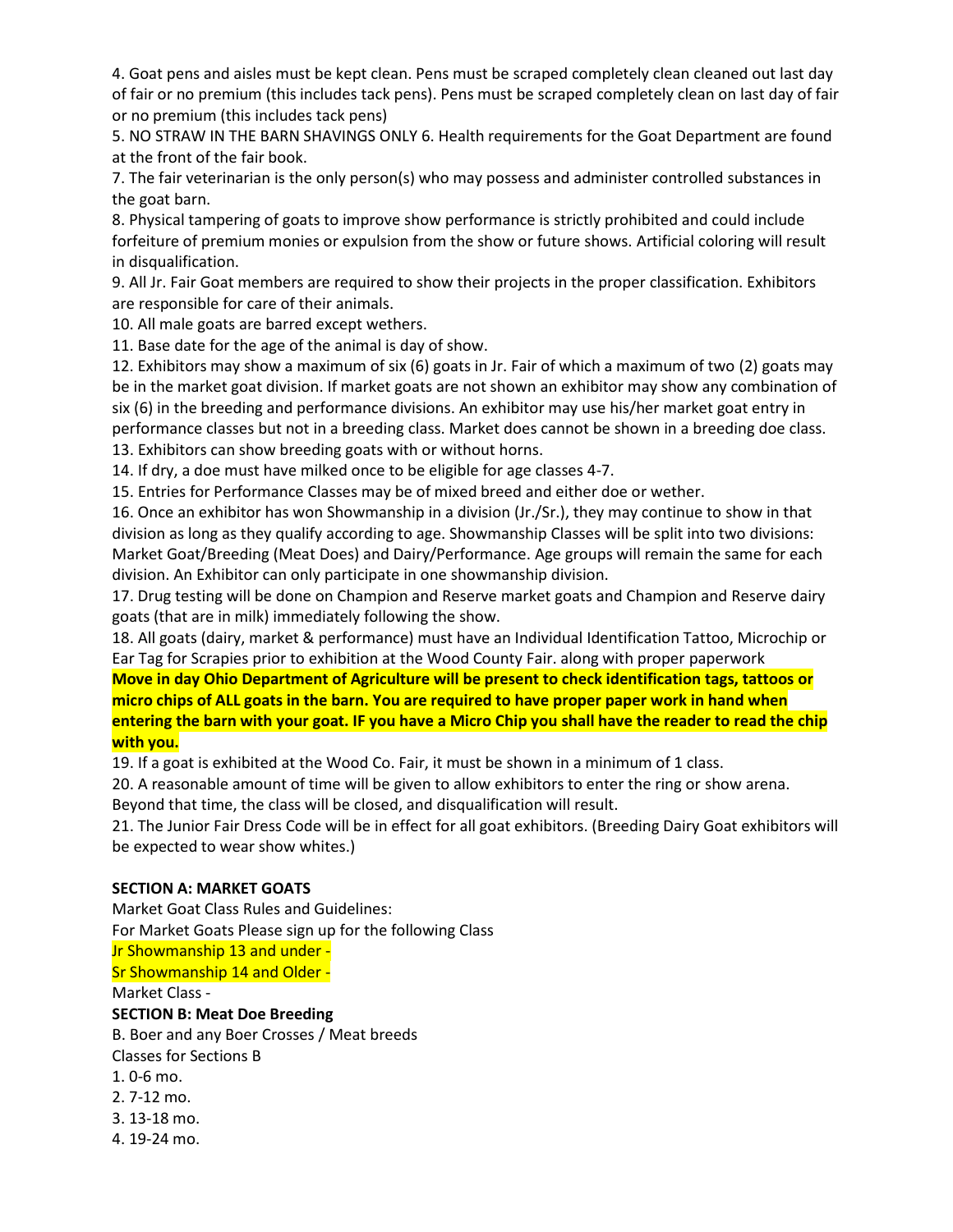4. Goat pens and aisles must be kept clean. Pens must be scraped completely clean cleaned out last day of fair or no premium (this includes tack pens). Pens must be scraped completely clean on last day of fair or no premium (this includes tack pens)

5. NO STRAW IN THE BARN SHAVINGS ONLY 6. Health requirements for the Goat Department are found at the front of the fair book.

7. The fair veterinarian is the only person(s) who may possess and administer controlled substances in the goat barn.

8. Physical tampering of goats to improve show performance is strictly prohibited and could include forfeiture of premium monies or expulsion from the show or future shows. Artificial coloring will result in disqualification.

9. All Jr. Fair Goat members are required to show their projects in the proper classification. Exhibitors are responsible for care of their animals.

10. All male goats are barred except wethers.

11. Base date for the age of the animal is day of show.

12. Exhibitors may show a maximum of six (6) goats in Jr. Fair of which a maximum of two (2) goats may be in the market goat division. If market goats are not shown an exhibitor may show any combination of six (6) in the breeding and performance divisions. An exhibitor may use his/her market goat entry in performance classes but not in a breeding class. Market does cannot be shown in a breeding doe class.

13. Exhibitors can show breeding goats with or without horns.

14. If dry, a doe must have milked once to be eligible for age classes 4-7.

15. Entries for Performance Classes may be of mixed breed and either doe or wether.

16. Once an exhibitor has won Showmanship in a division (Jr./Sr.), they may continue to show in that division as long as they qualify according to age. Showmanship Classes will be split into two divisions: Market Goat/Breeding (Meat Does) and Dairy/Performance. Age groups will remain the same for each division. An Exhibitor can only participate in one showmanship division.

17. Drug testing will be done on Champion and Reserve market goats and Champion and Reserve dairy goats (that are in milk) immediately following the show.

18. All goats (dairy, market & performance) must have an Individual Identification Tattoo, Microchip or Ear Tag for Scrapies prior to exhibition at the Wood County Fair. along with proper paperwork

**Move in day Ohio Department of Agriculture will be present to check identification tags, tattoos or micro chips of ALL goats in the barn. You are required to have proper paper work in hand when entering the barn with your goat. IF you have a Micro Chip you shall have the reader to read the chip with you.**

19. If a goat is exhibited at the Wood Co. Fair, it must be shown in a minimum of 1 class.

20. A reasonable amount of time will be given to allow exhibitors to enter the ring or show arena. Beyond that time, the class will be closed, and disqualification will result.

21. The Junior Fair Dress Code will be in effect for all goat exhibitors. (Breeding Dairy Goat exhibitors will be expected to wear show whites.)

**SECTION A: MARKET GOATS**

Market Goat Class Rules and Guidelines:

For Market Goats Please sign up for the following Class

Jr Showmanship 13 and under -

Sr Showmanship 14 and Older -

Market Class -

**SECTION B: Meat Doe Breeding**

B. Boer and any Boer Crosses / Meat breeds

Classes for Sections B

1. 0-6 mo.
2. 7-12 mo.
3. 13-18 mo.
4. 19-24 mo.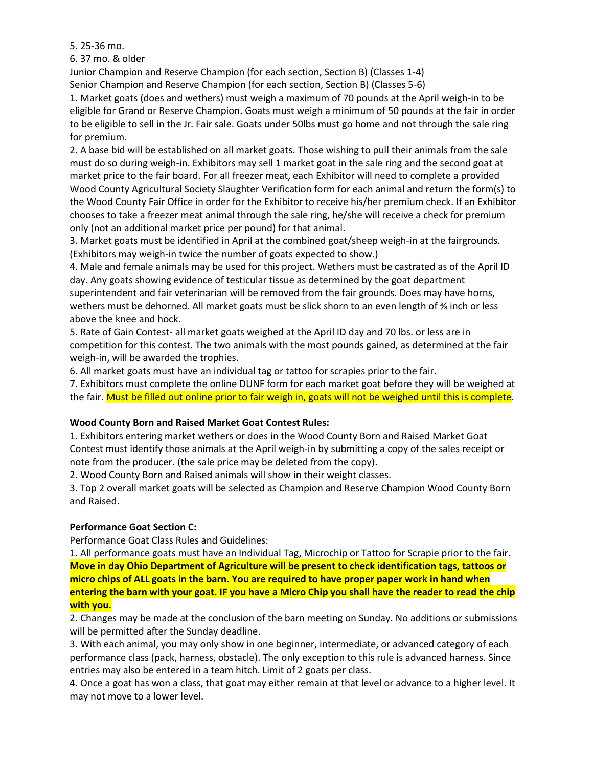5. 25-36 mo.

6. 37 mo. & older

Junior Champion and Reserve Champion (for each section, Section B) (Classes 1-4)

Senior Champion and Reserve Champion (for each section, Section B) (Classes 5-6)

1. Market goats (does and wethers) must weigh a maximum of 70 pounds at the April weigh-in to be eligible for Grand or Reserve Champion. Goats must weigh a minimum of 50 pounds at the fair in order to be eligible to sell in the Jr. Fair sale. Goats under 50lbs must go home and not through the sale ring for premium.
2. A base bid will be established on all market goats. Those wishing to pull their animals from the sale must do so during weigh-in. Exhibitors may sell 1 market goat in the sale ring and the second goat at market price to the fair board. For all freezer meat, each Exhibitor will need to complete a provided Wood County Agricultural Society Slaughter Verification form for each animal and return the form(s) to the Wood County Fair Office in order for the Exhibitor to receive his/her premium check. If an Exhibitor chooses to take a freezer meat animal through the sale ring, he/she will receive a check for premium only (not an additional market price per pound) for that animal.
3. Market goats must be identified in April at the combined goat/sheep weigh-in at the fairgrounds. (Exhibitors may weigh-in twice the number of goats expected to show.)
4. Male and female animals may be used for this project. Wethers must be castrated as of the April ID day. Any goats showing evidence of testicular tissue as determined by the goat department superintendent and fair veterinarian will be removed from the fair grounds. Does may have horns, wethers must be dehorned. All market goats must be slick shorn to an even length of ⅜ inch or less above the knee and hock.
5. Rate of Gain Contest- all market goats weighed at the April ID day and 70 lbs. or less are in competition for this contest. The two animals with the most pounds gained, as determined at the fair weigh-in, will be awarded the trophies.
6. All market goats must have an individual tag or tattoo for scrapies prior to the fair.
7. Exhibitors must complete the online DUNF form for each market goat before they will be weighed at the fair. Must be filled out online prior to fair weigh in, goats will not be weighed until this is complete.

**Wood County Born and Raised Market Goat Contest Rules:**

1. Exhibitors entering market wethers or does in the Wood County Born and Raised Market Goat Contest must identify those animals at the April weigh-in by submitting a copy of the sales receipt or note from the producer. (the sale price may be deleted from the copy).
2. Wood County Born and Raised animals will show in their weight classes.
3. Top 2 overall market goats will be selected as Champion and Reserve Champion Wood County Born and Raised.

**Performance Goat Section C:**

Performance Goat Class Rules and Guidelines:

1. All performance goats must have an Individual Tag, Microchip or Tattoo for Scrapie prior to the fair. **Move in day Ohio Department of Agriculture will be present to check identification tags, tattoos or micro chips of ALL goats in the barn. You are required to have proper paper work in hand when entering the barn with your goat. IF you have a Micro Chip you shall have the reader to read the chip with you.**
2. Changes may be made at the conclusion of the barn meeting on Sunday. No additions or submissions will be permitted after the Sunday deadline.
3. With each animal, you may only show in one beginner, intermediate, or advanced category of each performance class (pack, harness, obstacle). The only exception to this rule is advanced harness. Since entries may also be entered in a team hitch. Limit of 2 goats per class.
4. Once a goat has won a class, that goat may either remain at that level or advance to a higher level. It may not move to a lower level.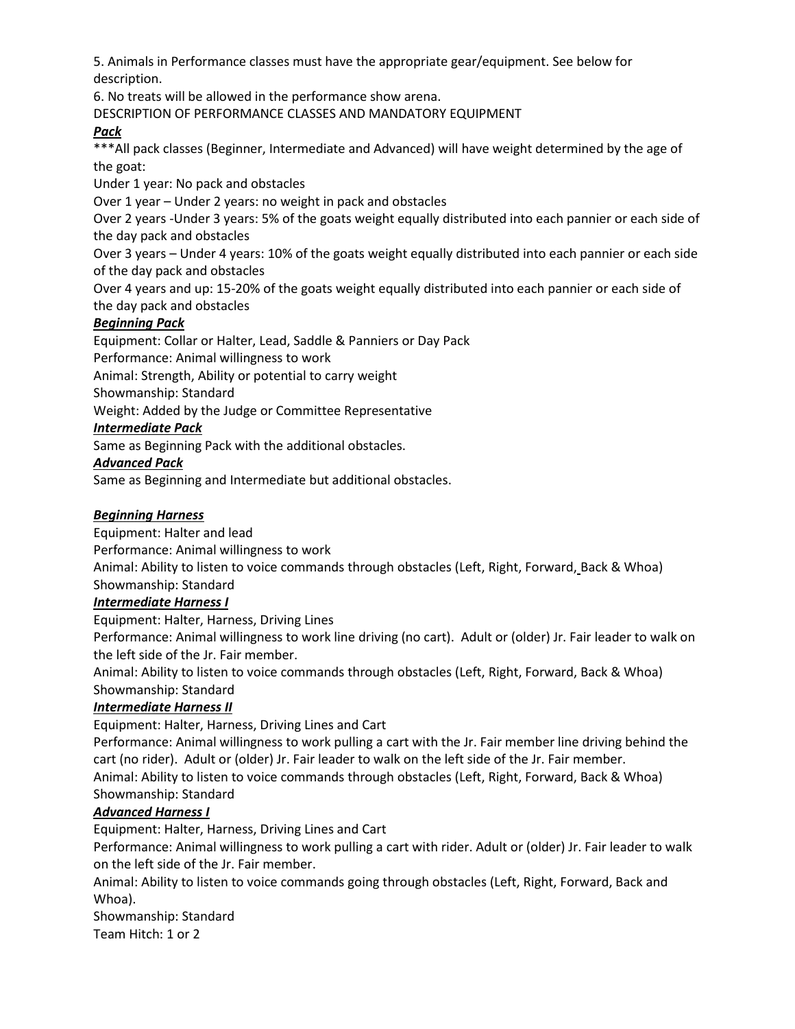5. Animals in Performance classes must have the appropriate gear/equipment. See below for description.
6. No treats will be allowed in the performance show arena.

DESCRIPTION OF PERFORMANCE CLASSES AND MANDATORY EQUIPMENT

***Pack***

***All pack classes (Beginner, Intermediate and Advanced) will have weight determined by the age of the goat:

Under 1 year: No pack and obstacles

Over 1 year – Under 2 years: no weight in pack and obstacles

Over 2 years -Under 3 years: 5% of the goats weight equally distributed into each pannier or each side of the day pack and obstacles

Over 3 years – Under 4 years: 10% of the goats weight equally distributed into each pannier or each side of the day pack and obstacles

Over 4 years and up: 15-20% of the goats weight equally distributed into each pannier or each side of the day pack and obstacles

***Beginning Pack***

Equipment: Collar or Halter, Lead, Saddle & Panniers or Day Pack

Performance: Animal willingness to work

Animal: Strength, Ability or potential to carry weight

Showmanship: Standard

Weight: Added by the Judge or Committee Representative

***Intermediate Pack***

Same as Beginning Pack with the additional obstacles.

***Advanced Pack***

Same as Beginning and Intermediate but additional obstacles.

***Beginning Harness***

Equipment: Halter and lead

Performance: Animal willingness to work

Animal: Ability to listen to voice commands through obstacles (Left, Right, Forward, Back & Whoa)

Showmanship: Standard

***Intermediate Harness I***

Equipment: Halter, Harness, Driving Lines

Performance: Animal willingness to work line driving (no cart). Adult or (older) Jr. Fair leader to walk on the left side of the Jr. Fair member.

Animal: Ability to listen to voice commands through obstacles (Left, Right, Forward, Back & Whoa)

Showmanship: Standard

***Intermediate Harness II***

Equipment: Halter, Harness, Driving Lines and Cart

Performance: Animal willingness to work pulling a cart with the Jr. Fair member line driving behind the cart (no rider). Adult or (older) Jr. Fair leader to walk on the left side of the Jr. Fair member.

Animal: Ability to listen to voice commands through obstacles (Left, Right, Forward, Back & Whoa)

Showmanship: Standard

***Advanced Harness I***

Equipment: Halter, Harness, Driving Lines and Cart

Performance: Animal willingness to work pulling a cart with rider. Adult or (older) Jr. Fair leader to walk on the left side of the Jr. Fair member.

Animal: Ability to listen to voice commands going through obstacles (Left, Right, Forward, Back and Whoa).

Showmanship: Standard

Team Hitch: 1 or 2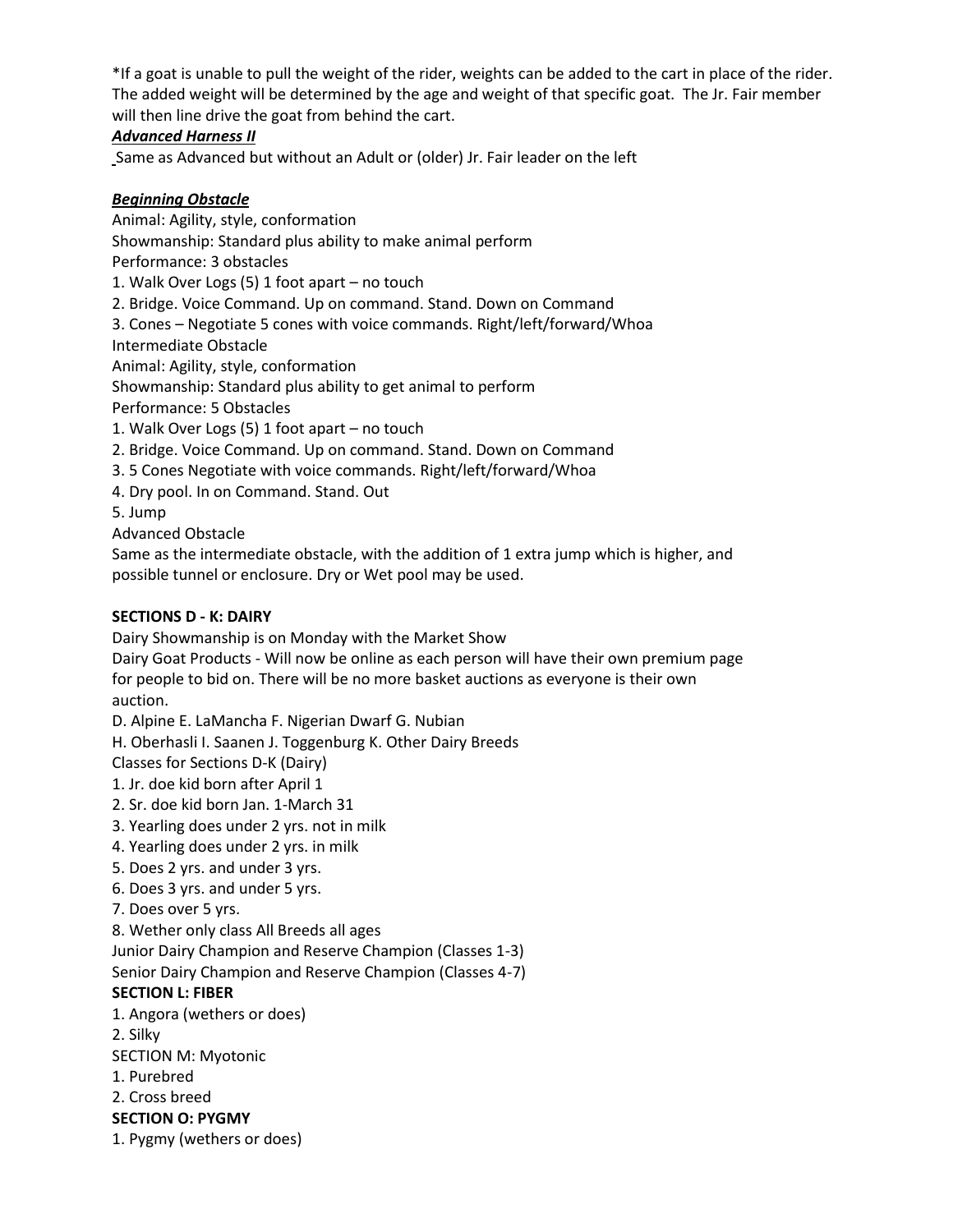*If a goat is unable to pull the weight of the rider, weights can be added to the cart in place of the rider. The added weight will be determined by the age and weight of that specific goat. The Jr. Fair member will then line drive the goat from behind the cart.

***Advanced Harness II***

Same as Advanced but without an Adult or (older) Jr. Fair leader on the left

***Beginning Obstacle***

Animal: Agility, style, conformation

Showmanship: Standard plus ability to make animal perform

Performance: 3 obstacles

1. Walk Over Logs (5) 1 foot apart – no touch
2. Bridge. Voice Command. Up on command. Stand. Down on Command
3. Cones – Negotiate 5 cones with voice commands. Right/left/forward/Whoa

Intermediate Obstacle

Animal: Agility, style, conformation

Showmanship: Standard plus ability to get animal to perform

Performance: 5 Obstacles

1. Walk Over Logs (5) 1 foot apart – no touch
2. Bridge. Voice Command. Up on command. Stand. Down on Command
3. 5 Cones Negotiate with voice commands. Right/left/forward/Whoa
4. Dry pool. In on Command. Stand. Out
5. Jump

Advanced Obstacle

Same as the intermediate obstacle, with the addition of 1 extra jump which is higher, and possible tunnel or enclosure. Dry or Wet pool may be used.

**SECTIONS D - K: DAIRY**

Dairy Showmanship is on Monday with the Market Show

Dairy Goat Products - Will now be online as each person will have their own premium page for people to bid on. There will be no more basket auctions as everyone is their own auction.

D. Alpine E. LaMancha F. Nigerian Dwarf G. Nubian

H. Oberhasli I. Saanen J. Toggenburg K. Other Dairy Breeds

Classes for Sections D-K (Dairy)

1. Jr. doe kid born after April 1
2. Sr. doe kid born Jan. 1-March 31
3. Yearling does under 2 yrs. not in milk
4. Yearling does under 2 yrs. in milk
5. Does 2 yrs. and under 3 yrs.
6. Does 3 yrs. and under 5 yrs.
7. Does over 5 yrs.
8. Wether only class All Breeds all ages

Junior Dairy Champion and Reserve Champion (Classes 1-3)

Senior Dairy Champion and Reserve Champion (Classes 4-7)

**SECTION L: FIBER**

1. Angora (wethers or does)
2. Silky

SECTION M: Myotonic

1. Purebred
2. Cross breed

**SECTION O: PYGMY**

1. Pygmy (wethers or does)